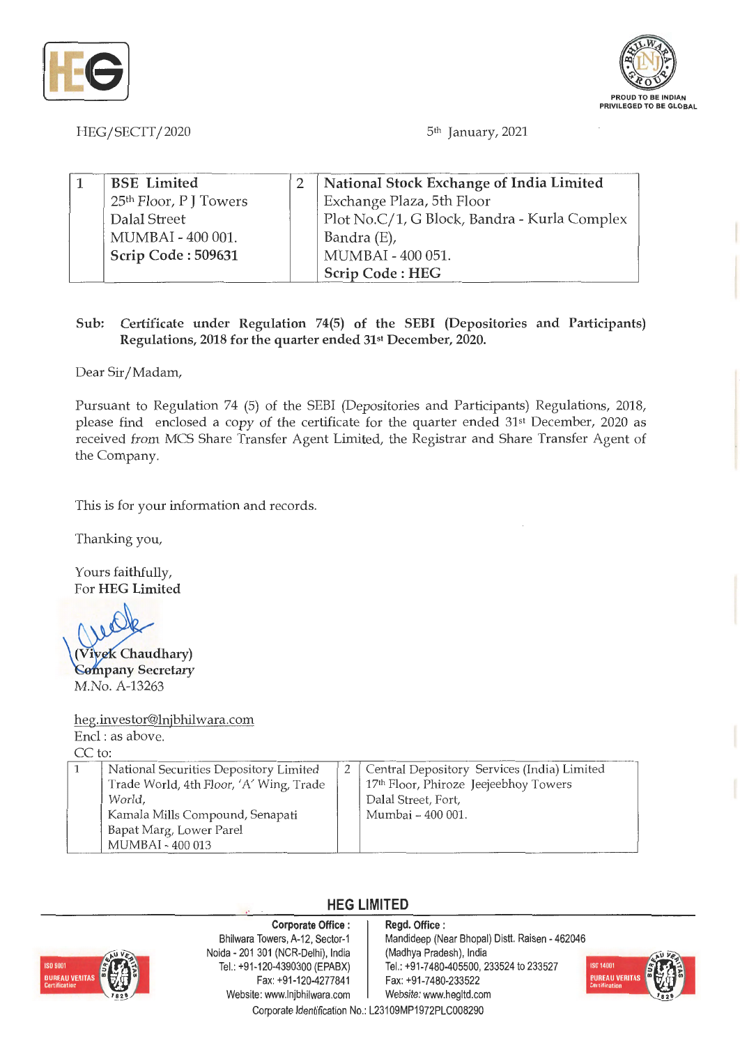HEG/SECTT/2020

5th January, 2021

| 1 | **BSE Limited**<br>25th Floor, P J Towers<br>Dalal Street<br>MUMBAI - 400 001.<br>**Scrip Code : 509631** | 2 | **National Stock Exchange of India Limited**<br>Exchange Plaza, 5th Floor<br>Plot No.C/1, G Block, Bandra - Kurla Complex<br>Bandra (E),<br>MUMBAI - 400 051.<br>**Scrip Code : HEG** |
|---|---|---|---|

**Sub: Certificate under Regulation 74(5) of the SEBI (Depositories and Participants) Regulations, 2018 for the quarter ended 31st December, 2020.**

Dear Sir/Madam,

Pursuant to Regulation 74 (5) of the SEBI (Depositories and Participants) Regulations, 2018, please find enclosed a copy of the certificate for the quarter ended 31st December, 2020 as received from MCS Share Transfer Agent Limited, the Registrar and Share Transfer Agent of the Company.

This is for your information and records.

Thanking you,

Yours faithfully,
For **HEG Limited**

**(Vivek Chaudhary)**
**Company Secretary**
M.No. A-13263

heg.investor@lnjbhilwara.com
Encl : as above.
CC to:

| 1 | National Securities Depository Limited<br>Trade World, 4th Floor, 'A' Wing, Trade World,<br>Kamala Mills Compound, Senapati Bapat Marg, Lower Parel<br>MUMBAI - 400 013 | 2 | Central Depository Services (India) Limited<br>17th Floor, Phiroze Jeejeebhoy Towers<br>Dalal Street, Fort,<br>Mumbai - 400 001. |
|---|---|---|---|

**HEG LIMITED**

**Corporate Office :**
Bhilwara Towers, A-12, Sector-1
Noida - 201 301 (NCR-Delhi), India
Tel.: +91-120-4390300 (EPABX)
Fax: +91-120-4277841
Website: www.lnjbhilwara.com

**Regd. Office :**
Mandideep (Near Bhopal) Distt. Raisen - 462046
(Madhya Pradesh), India
Tel.: +91-7480-405500, 233524 to 233527
Fax: +91-7480-233522
Website: www.hegltd.com

Corporate Identification No.: L23109MP1972PLC008290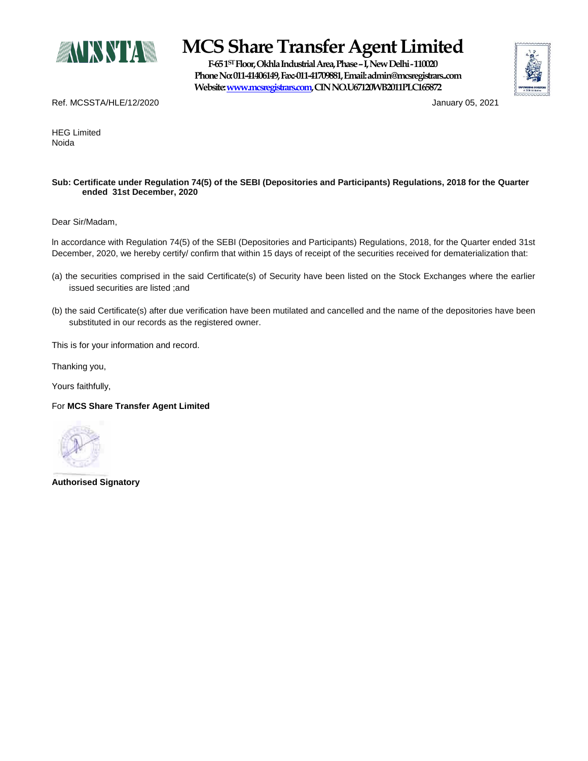# MCS Share Transfer Agent Limited

**F-65 1ST Floor, Okhla Industrial Area, Phase – I, New Delhi - 110020**
**Phone No: 011-41406149, Fax-011-41709881, Email: admin@mcsregistrars..com**
**Website: www.mcsregistrars.com, CIN NO.U67120WB2011PLC165872**

Ref. MCSSTA/HLE/12/2020

January 05, 2021

HEG Limited
Noida

**Sub: Certificate under Regulation 74(5) of the SEBI (Depositories and Participants) Regulations, 2018 for the Quarter ended 31st December, 2020**

Dear Sir/Madam,

In accordance with Regulation 74(5) of the SEBI (Depositories and Participants) Regulations, 2018, for the Quarter ended 31st December, 2020, we hereby certify/ confirm that within 15 days of receipt of the securities received for dematerialization that:

(a) the securities comprised in the said Certificate(s) of Security have been listed on the Stock Exchanges where the earlier issued securities are listed ;and

(b) the said Certificate(s) after due verification have been mutilated and cancelled and the name of the depositories have been substituted in our records as the registered owner.

This is for your information and record.

Thanking you,

Yours faithfully,

For **MCS Share Transfer Agent Limited**

**Authorised Signatory**